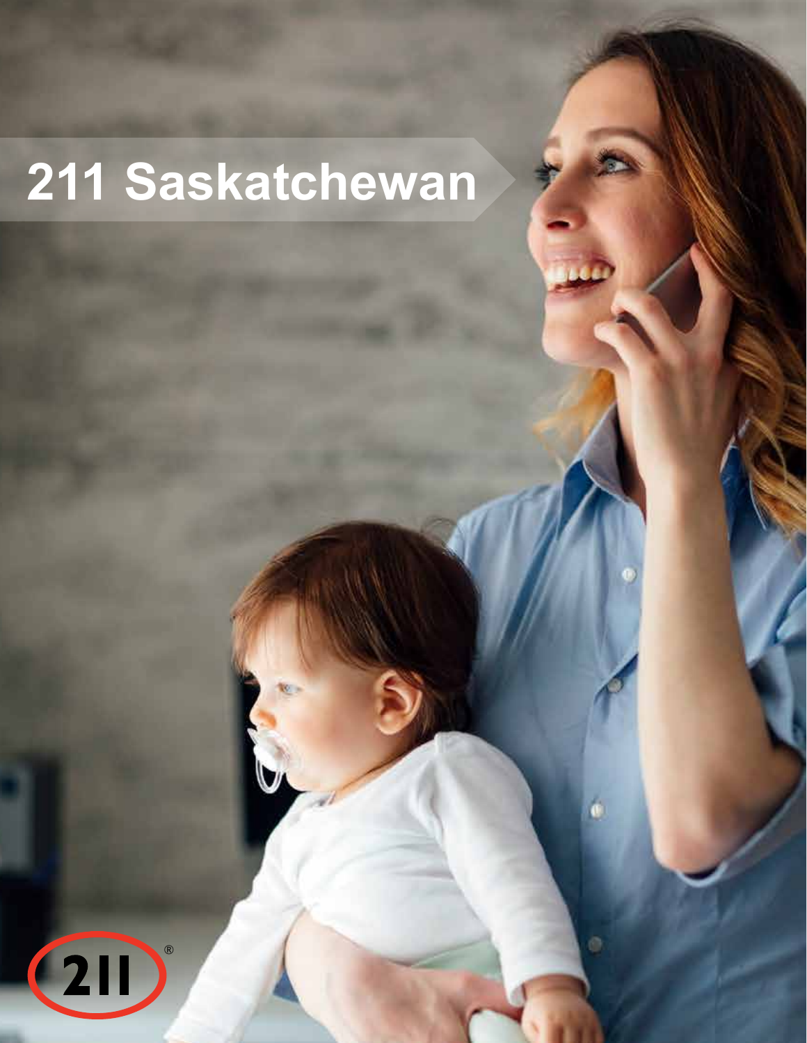# 211 Saskatchewan

211®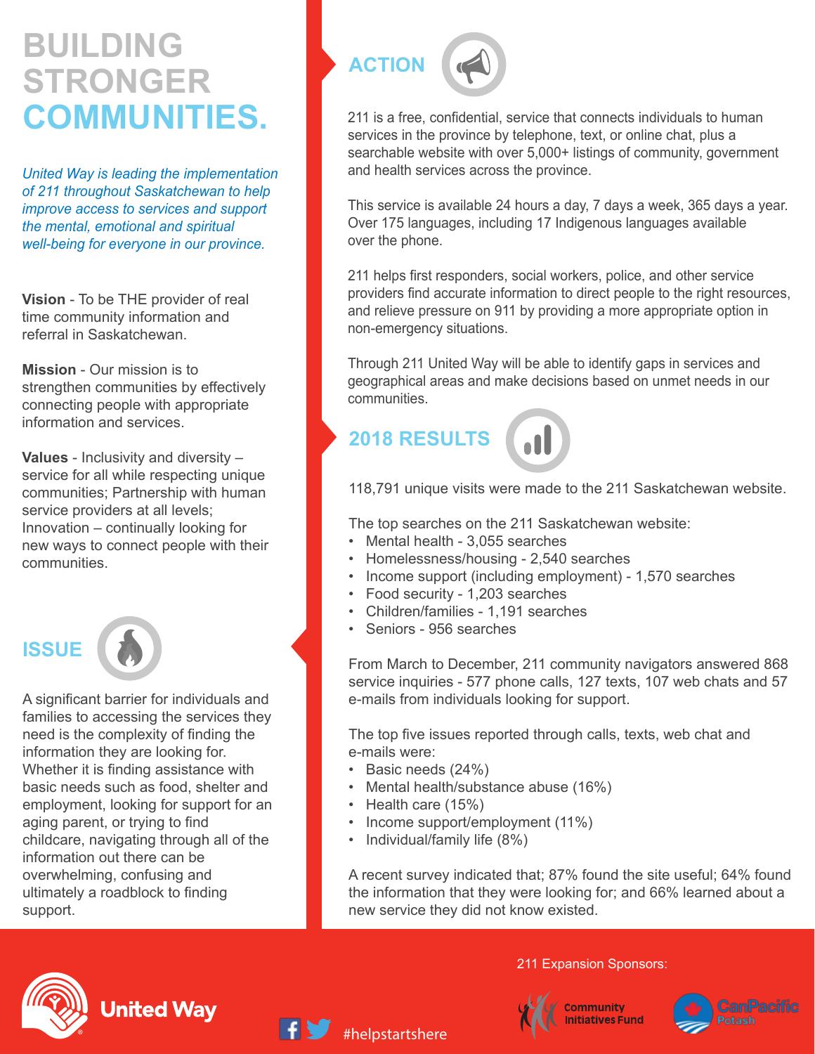# BUILDING STRONGER COMMUNITIES.

*United Way is leading the implementation of 211 throughout Saskatchewan to help improve access to services and support the mental, emotional and spiritual well-being for everyone in our province.*

**Vision** - To be THE provider of real time community information and referral in Saskatchewan.

**Mission** - Our mission is to strengthen communities by effectively connecting people with appropriate information and services.

**Values** - Inclusivity and diversity – service for all while respecting unique communities; Partnership with human service providers at all levels; Innovation – continually looking for new ways to connect people with their communities.

## ISSUE

A significant barrier for individuals and families to accessing the services they need is the complexity of finding the information they are looking for. Whether it is finding assistance with basic needs such as food, shelter and employment, looking for support for an aging parent, or trying to find childcare, navigating through all of the information out there can be overwhelming, confusing and ultimately a roadblock to finding support.

## ACTION

211 is a free, confidential, service that connects individuals to human services in the province by telephone, text, or online chat, plus a searchable website with over 5,000+ listings of community, government and health services across the province.

This service is available 24 hours a day, 7 days a week, 365 days a year. Over 175 languages, including 17 Indigenous languages available over the phone.

211 helps first responders, social workers, police, and other service providers find accurate information to direct people to the right resources, and relieve pressure on 911 by providing a more appropriate option in non-emergency situations.

Through 211 United Way will be able to identify gaps in services and geographical areas and make decisions based on unmet needs in our communities.

## 2018 RESULTS

118,791 unique visits were made to the 211 Saskatchewan website.

The top searches on the 211 Saskatchewan website:

- Mental health - 3,055 searches
- Homelessness/housing - 2,540 searches
- Income support (including employment) - 1,570 searches
- Food security - 1,203 searches
- Children/families - 1,191 searches
- Seniors - 956 searches

From March to December, 211 community navigators answered 868 service inquiries - 577 phone calls, 127 texts, 107 web chats and 57 e-mails from individuals looking for support.

The top five issues reported through calls, texts, web chat and e-mails were:

- Basic needs (24%)
- Mental health/substance abuse (16%)
- Health care (15%)
- Income support/employment (11%)
- Individual/family life (8%)

A recent survey indicated that; 87% found the site useful; 64% found the information that they were looking for; and 66% learned about a new service they did not know existed.

United Way

#helpstartshere

211 Expansion Sponsors:

Community Initiatives Fund

CanPacific Potash